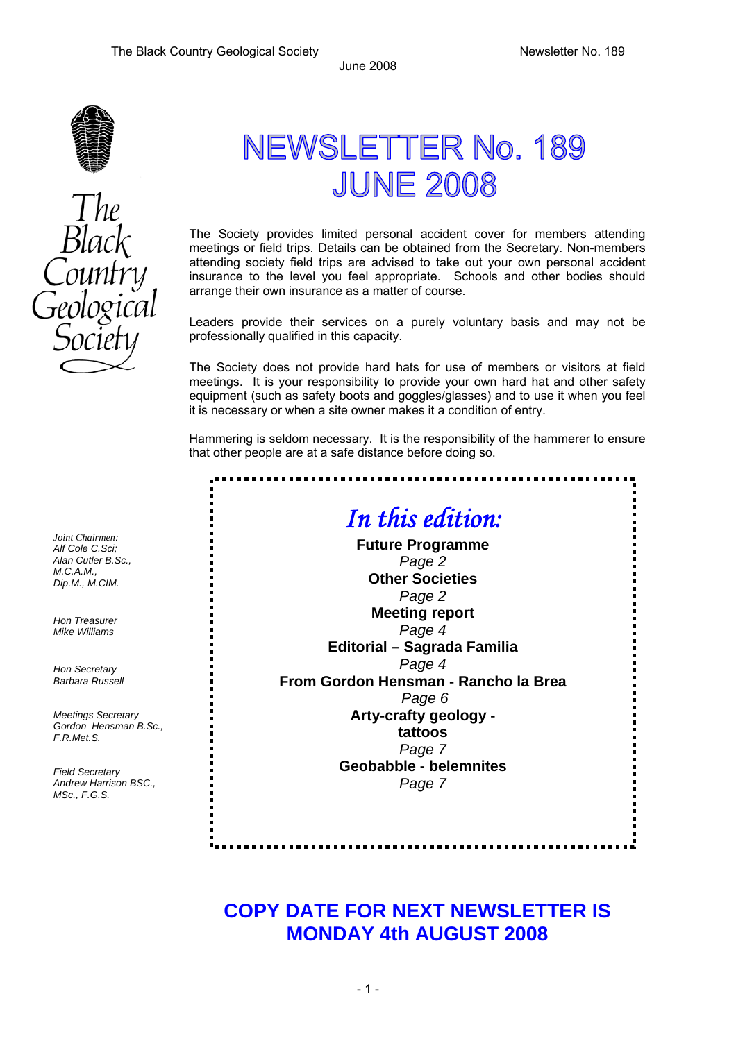# NEWSLETTER No. 189 JUNE 2008

*The Black Country Geological Society*

The Society provides limited personal accident cover for members attending meetings or field trips. Details can be obtained from the Secretary. Non-members attending society field trips are advised to take out your own personal accident insurance to the level you feel appropriate. Schools and other bodies should arrange their own insurance as a matter of course.

Leaders provide their services on a purely voluntary basis and may not be professionally qualified in this capacity.

The Society does not provide hard hats for use of members or visitors at field meetings. It is your responsibility to provide your own hard hat and other safety equipment (such as safety boots and goggles/glasses) and to use it when you feel it is necessary or when a site owner makes it a condition of entry.

Hammering is seldom necessary. It is the responsibility of the hammerer to ensure that other people are at a safe distance before doing so.

*Joint Chairmen:*
*Alf Cole C.Sci;*
*Alan Cutler B.Sc., M.C.A.M., Dip.M., M.CIM.*

*Hon Treasurer*
*Mike Williams*

*Hon Secretary*
*Barbara Russell*

*Meetings Secretary*
*Gordon Hensman B.Sc., F.R.Met.S.*

*Field Secretary*
*Andrew Harrison BSC., MSc., F.G.S.*

## *In this edition:*

**Future Programme**
*Page 2*

**Other Societies**
*Page 2*

**Meeting report**
*Page 4*

**Editorial – Sagrada Familia**
*Page 4*

**From Gordon Hensman - Rancho la Brea**
*Page 6*

**Arty-crafty geology - tattoos**
*Page 7*

**Geobabble - belemnites**
*Page 7*

## COPY DATE FOR NEXT NEWSLETTER IS MONDAY 4th AUGUST 2008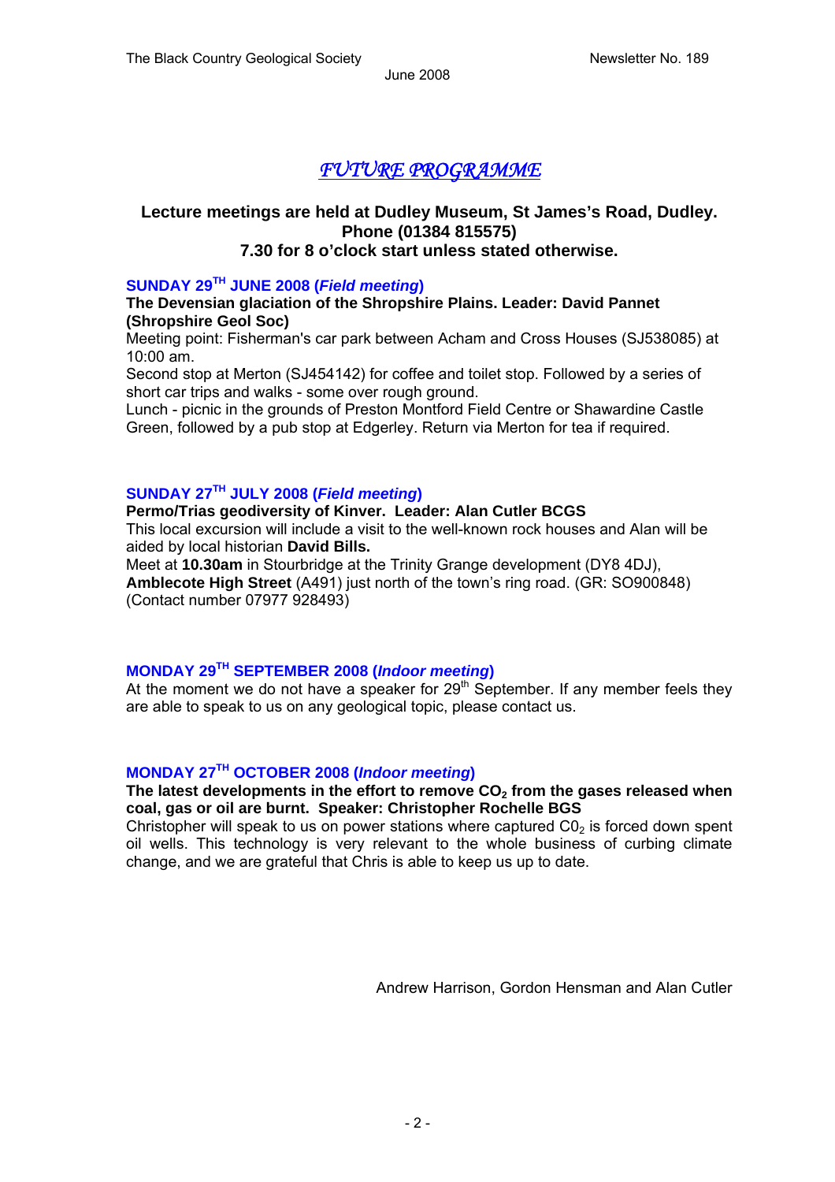# *FUTURE PROGRAMME*

**Lecture meetings are held at Dudley Museum, St James's Road, Dudley.**
**Phone (01384 815575)**
**7.30 for 8 o'clock start unless stated otherwise.**

## SUNDAY 29TH JUNE 2008 (*Field meeting*)

**The Devensian glaciation of the Shropshire Plains. Leader: David Pannet (Shropshire Geol Soc)**

Meeting point: Fisherman's car park between Acham and Cross Houses (SJ538085) at 10:00 am.
Second stop at Merton (SJ454142) for coffee and toilet stop. Followed by a series of short car trips and walks - some over rough ground.
Lunch - picnic in the grounds of Preston Montford Field Centre or Shawardine Castle Green, followed by a pub stop at Edgerley. Return via Merton for tea if required.

## SUNDAY 27TH JULY 2008 (*Field meeting*)

**Permo/Trias geodiversity of Kinver. Leader: Alan Cutler BCGS**

This local excursion will include a visit to the well-known rock houses and Alan will be aided by local historian **David Bills.**
Meet at **10.30am** in Stourbridge at the Trinity Grange development (DY8 4DJ), **Amblecote High Street** (A491) just north of the town's ring road. (GR: SO900848)
(Contact number 07977 928493)

## MONDAY 29TH SEPTEMBER 2008 (*Indoor meeting*)

At the moment we do not have a speaker for 29th September. If any member feels they are able to speak to us on any geological topic, please contact us.

## MONDAY 27TH OCTOBER 2008 (*Indoor meeting*)

**The latest developments in the effort to remove $CO_2$ from the gases released when coal, gas or oil are burnt. Speaker: Christopher Rochelle BGS**

Christopher will speak to us on power stations where captured $C0_2$ is forced down spent oil wells. This technology is very relevant to the whole business of curbing climate change, and we are grateful that Chris is able to keep us up to date.

Andrew Harrison, Gordon Hensman and Alan Cutler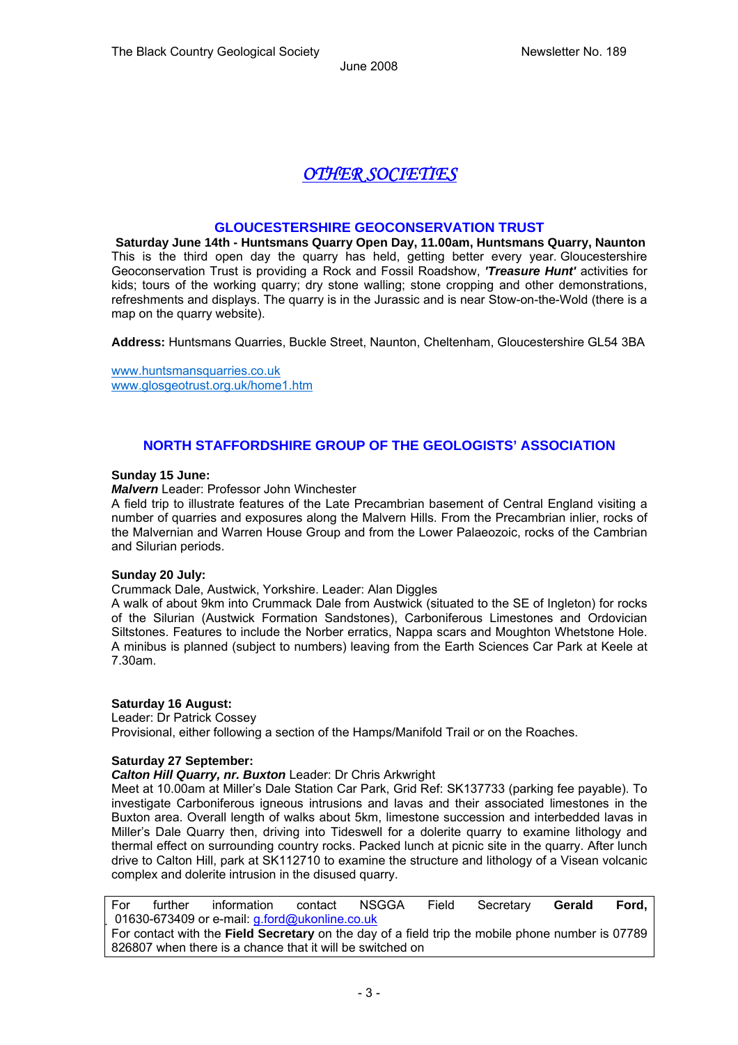# *OTHER SOCIETIES*

## GLOUCESTERSHIRE GEOCONSERVATION TRUST

**Saturday June 14th - Huntsmans Quarry Open Day, 11.00am, Huntsmans Quarry, Naunton**

This is the third open day the quarry has held, getting better every year. Gloucestershire Geoconservation Trust is providing a Rock and Fossil Roadshow, ***'Treasure Hunt'*** activities for kids; tours of the working quarry; dry stone walling; stone cropping and other demonstrations, refreshments and displays. The quarry is in the Jurassic and is near Stow-on-the-Wold (there is a map on the quarry website).

**Address:** Huntsmans Quarries, Buckle Street, Naunton, Cheltenham, Gloucestershire GL54 3BA

www.huntsmansquarries.co.uk
www.glosgeotrust.org.uk/home1.htm

## NORTH STAFFORDSHIRE GROUP OF THE GEOLOGISTS' ASSOCIATION

**Sunday 15 June:**
***Malvern*** Leader: Professor John Winchester
A field trip to illustrate features of the Late Precambrian basement of Central England visiting a number of quarries and exposures along the Malvern Hills. From the Precambrian inlier, rocks of the Malvernian and Warren House Group and from the Lower Palaeozoic, rocks of the Cambrian and Silurian periods.

**Sunday 20 July:**
Crummack Dale, Austwick, Yorkshire. Leader: Alan Diggles
A walk of about 9km into Crummack Dale from Austwick (situated to the SE of Ingleton) for rocks of the Silurian (Austwick Formation Sandstones), Carboniferous Limestones and Ordovician Siltstones. Features to include the Norber erratics, Nappa scars and Moughton Whetstone Hole. A minibus is planned (subject to numbers) leaving from the Earth Sciences Car Park at Keele at 7.30am.

**Saturday 16 August:**
Leader: Dr Patrick Cossey
Provisional, either following a section of the Hamps/Manifold Trail or on the Roaches.

**Saturday 27 September:**
***Calton Hill Quarry, nr. Buxton*** Leader: Dr Chris Arkwright
Meet at 10.00am at Miller's Dale Station Car Park, Grid Ref: SK137733 (parking fee payable). To investigate Carboniferous igneous intrusions and lavas and their associated limestones in the Buxton area. Overall length of walks about 5km, limestone succession and interbedded lavas in Miller's Dale Quarry then, driving into Tideswell for a dolerite quarry to examine lithology and thermal effect on surrounding country rocks. Packed lunch at picnic site in the quarry. After lunch drive to Calton Hill, park at SK112710 to examine the structure and lithology of a Visean volcanic complex and dolerite intrusion in the disused quarry.

For further information contact NSGGA Field Secretary **Gerald Ford,** 01630-673409 or e-mail: g.ford@ukonline.co.uk
For contact with the **Field Secretary** on the day of a field trip the mobile phone number is 07789 826807 when there is a chance that it will be switched on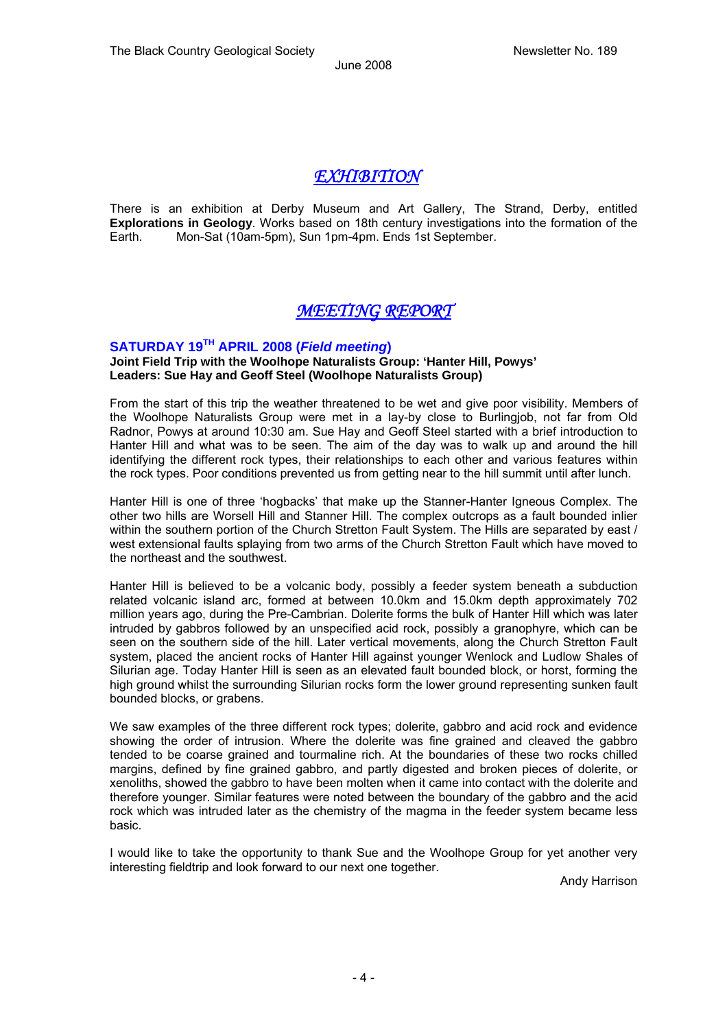## *EXHIBITION*

There is an exhibition at Derby Museum and Art Gallery, The Strand, Derby, entitled **Explorations in Geology**. Works based on 18th century investigations into the formation of the Earth. Mon-Sat (10am-5pm), Sun 1pm-4pm. Ends 1st September.

## *MEETING REPORT*

### SATURDAY 19TH APRIL 2008 (*Field meeting*)

**Joint Field Trip with the Woolhope Naturalists Group: 'Hanter Hill, Powys'**
**Leaders: Sue Hay and Geoff Steel (Woolhope Naturalists Group)**

From the start of this trip the weather threatened to be wet and give poor visibility. Members of the Woolhope Naturalists Group were met in a lay-by close to Burlingjob, not far from Old Radnor, Powys at around 10:30 am. Sue Hay and Geoff Steel started with a brief introduction to Hanter Hill and what was to be seen. The aim of the day was to walk up and around the hill identifying the different rock types, their relationships to each other and various features within the rock types. Poor conditions prevented us from getting near to the hill summit until after lunch.

Hanter Hill is one of three 'hogbacks' that make up the Stanner-Hanter Igneous Complex. The other two hills are Worsell Hill and Stanner Hill. The complex outcrops as a fault bounded inlier within the southern portion of the Church Stretton Fault System. The Hills are separated by east / west extensional faults splaying from two arms of the Church Stretton Fault which have moved to the northeast and the southwest.

Hanter Hill is believed to be a volcanic body, possibly a feeder system beneath a subduction related volcanic island arc, formed at between 10.0km and 15.0km depth approximately 702 million years ago, during the Pre-Cambrian. Dolerite forms the bulk of Hanter Hill which was later intruded by gabbros followed by an unspecified acid rock, possibly a granophyre, which can be seen on the southern side of the hill. Later vertical movements, along the Church Stretton Fault system, placed the ancient rocks of Hanter Hill against younger Wenlock and Ludlow Shales of Silurian age. Today Hanter Hill is seen as an elevated fault bounded block, or horst, forming the high ground whilst the surrounding Silurian rocks form the lower ground representing sunken fault bounded blocks, or grabens.

We saw examples of the three different rock types; dolerite, gabbro and acid rock and evidence showing the order of intrusion. Where the dolerite was fine grained and cleaved the gabbro tended to be coarse grained and tourmaline rich. At the boundaries of these two rocks chilled margins, defined by fine grained gabbro, and partly digested and broken pieces of dolerite, or xenoliths, showed the gabbro to have been molten when it came into contact with the dolerite and therefore younger. Similar features were noted between the boundary of the gabbro and the acid rock which was intruded later as the chemistry of the magma in the feeder system became less basic.

I would like to take the opportunity to thank Sue and the Woolhope Group for yet another very interesting fieldtrip and look forward to our next one together.

Andy Harrison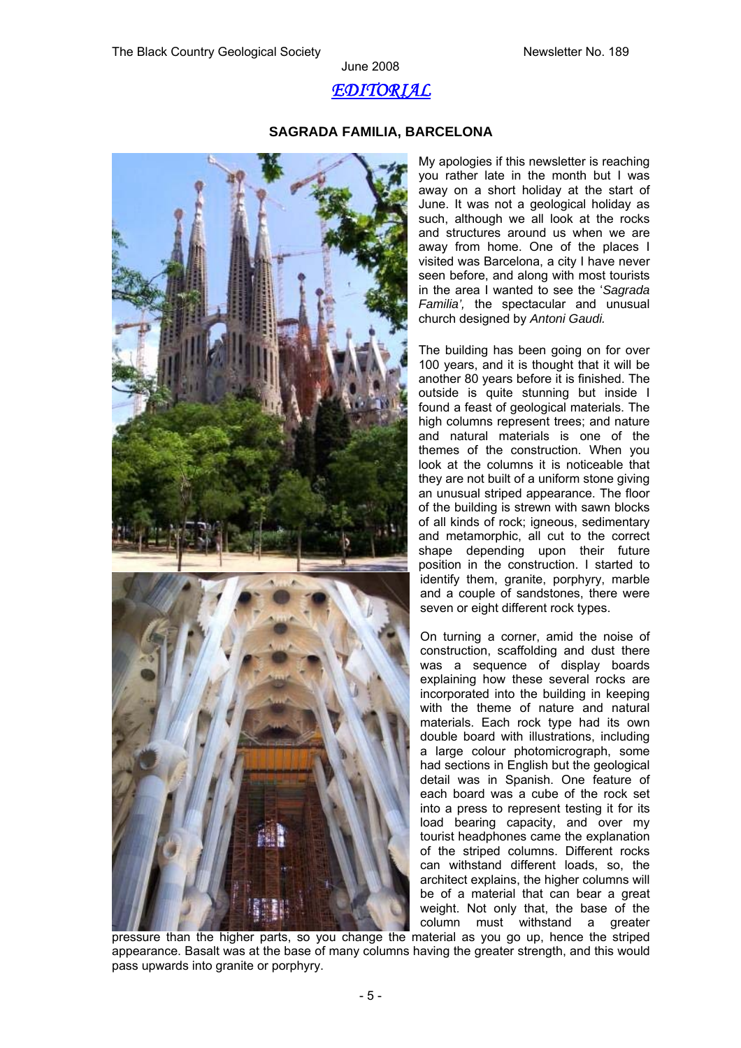June 2008

## *EDITORIAL*

### SAGRADA FAMILIA, BARCELONA

My apologies if this newsletter is reaching you rather late in the month but I was away on a short holiday at the start of June. It was not a geological holiday as such, although we all look at the rocks and structures around us when we are away from home. One of the places I visited was Barcelona, a city I have never seen before, and along with most tourists in the area I wanted to see the '*Sagrada Familia',* the spectacular and unusual church designed by *Antoni Gaudi.*

The building has been going on for over 100 years, and it is thought that it will be another 80 years before it is finished. The outside is quite stunning but inside I found a feast of geological materials. The high columns represent trees; and nature and natural materials is one of the themes of the construction. When you look at the columns it is noticeable that they are not built of a uniform stone giving an unusual striped appearance. The floor of the building is strewn with sawn blocks of all kinds of rock; igneous, sedimentary and metamorphic, all cut to the correct shape depending upon their future position in the construction. I started to identify them, granite, porphyry, marble and a couple of sandstones, there were seven or eight different rock types.

On turning a corner, amid the noise of construction, scaffolding and dust there was a sequence of display boards explaining how these several rocks are incorporated into the building in keeping with the theme of nature and natural materials. Each rock type had its own double board with illustrations, including a large colour photomicrograph, some had sections in English but the geological detail was in Spanish. One feature of each board was a cube of the rock set into a press to represent testing it for its load bearing capacity, and over my tourist headphones came the explanation of the striped columns. Different rocks can withstand different loads, so, the architect explains, the higher columns will be of a material that can bear a great weight. Not only that, the base of the column must withstand a greater pressure than the higher parts, so you change the material as you go up, hence the striped appearance. Basalt was at the base of many columns having the greater strength, and this would pass upwards into granite or porphyry.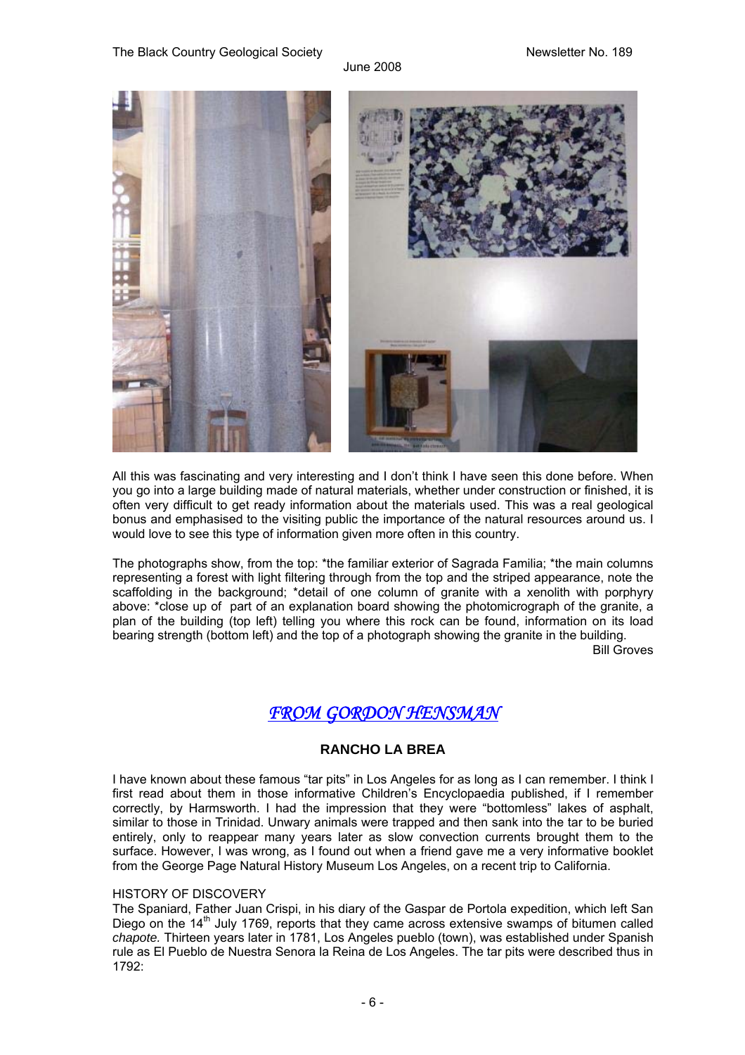All this was fascinating and very interesting and I don't think I have seen this done before. When you go into a large building made of natural materials, whether under construction or finished, it is often very difficult to get ready information about the materials used. This was a real geological bonus and emphasised to the visiting public the importance of the natural resources around us. I would love to see this type of information given more often in this country.

The photographs show, from the top: *the familiar exterior of Sagrada Familia; *the main columns representing a forest with light filtering through from the top and the striped appearance, note the scaffolding in the background; *detail of one column of granite with a xenolith with porphyry above: *close up of part of an explanation board showing the photomicrograph of the granite, a plan of the building (top left) telling you where this rock can be found, information on its load bearing strength (bottom left) and the top of a photograph showing the granite in the building.

Bill Groves

## *FROM GORDON HENSMAN*

### RANCHO LA BREA

I have known about these famous "tar pits" in Los Angeles for as long as I can remember. I think I first read about them in those informative Children's Encyclopaedia published, if I remember correctly, by Harmsworth. I had the impression that they were "bottomless" lakes of asphalt, similar to those in Trinidad. Unwary animals were trapped and then sank into the tar to be buried entirely, only to reappear many years later as slow convection currents brought them to the surface. However, I was wrong, as I found out when a friend gave me a very informative booklet from the George Page Natural History Museum Los Angeles, on a recent trip to California.

HISTORY OF DISCOVERY

The Spaniard, Father Juan Crispi, in his diary of the Gaspar de Portola expedition, which left San Diego on the 14th July 1769, reports that they came across extensive swamps of bitumen called *chapote.* Thirteen years later in 1781, Los Angeles pueblo (town), was established under Spanish rule as El Pueblo de Nuestra Senora la Reina de Los Angeles. The tar pits were described thus in 1792: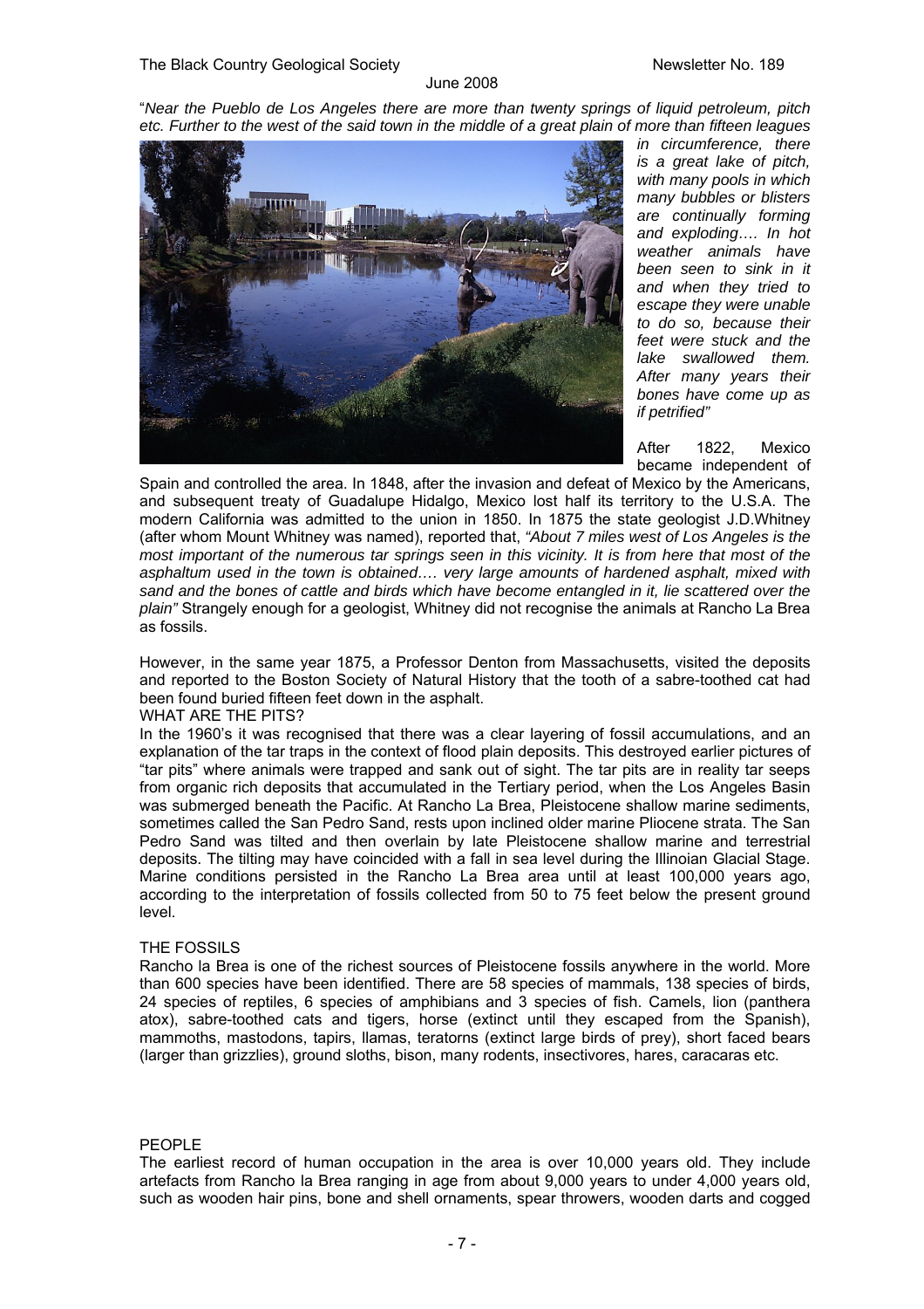"*Near the Pueblo de Los Angeles there are more than twenty springs of liquid petroleum, pitch etc. Further to the west of the said town in the middle of a great plain of more than fifteen leagues in circumference, there is a great lake of pitch, with many pools in which many bubbles or blisters are continually forming and exploding…. In hot weather animals have been seen to sink in it and when they tried to escape they were unable to do so, because their feet were stuck and the lake swallowed them. After many years their bones have come up as if petrified"*

After 1822, Mexico became independent of Spain and controlled the area. In 1848, after the invasion and defeat of Mexico by the Americans, and subsequent treaty of Guadalupe Hidalgo, Mexico lost half its territory to the U.S.A. The modern California was admitted to the union in 1850. In 1875 the state geologist J.D.Whitney (after whom Mount Whitney was named), reported that, *"About 7 miles west of Los Angeles is the most important of the numerous tar springs seen in this vicinity. It is from here that most of the asphaltum used in the town is obtained…. very large amounts of hardened asphalt, mixed with sand and the bones of cattle and birds which have become entangled in it, lie scattered over the plain"* Strangely enough for a geologist, Whitney did not recognise the animals at Rancho La Brea as fossils.

However, in the same year 1875, a Professor Denton from Massachusetts, visited the deposits and reported to the Boston Society of Natural History that the tooth of a sabre-toothed cat had been found buried fifteen feet down in the asphalt.

WHAT ARE THE PITS?

In the 1960's it was recognised that there was a clear layering of fossil accumulations, and an explanation of the tar traps in the context of flood plain deposits. This destroyed earlier pictures of "tar pits" where animals were trapped and sank out of sight. The tar pits are in reality tar seeps from organic rich deposits that accumulated in the Tertiary period, when the Los Angeles Basin was submerged beneath the Pacific. At Rancho La Brea, Pleistocene shallow marine sediments, sometimes called the San Pedro Sand, rests upon inclined older marine Pliocene strata. The San Pedro Sand was tilted and then overlain by late Pleistocene shallow marine and terrestrial deposits. The tilting may have coincided with a fall in sea level during the Illinoian Glacial Stage. Marine conditions persisted in the Rancho La Brea area until at least 100,000 years ago, according to the interpretation of fossils collected from 50 to 75 feet below the present ground level.

THE FOSSILS

Rancho la Brea is one of the richest sources of Pleistocene fossils anywhere in the world. More than 600 species have been identified. There are 58 species of mammals, 138 species of birds, 24 species of reptiles, 6 species of amphibians and 3 species of fish. Camels, lion (panthera atox), sabre-toothed cats and tigers, horse (extinct until they escaped from the Spanish), mammoths, mastodons, tapirs, llamas, teratorns (extinct large birds of prey), short faced bears (larger than grizzlies), ground sloths, bison, many rodents, insectivores, hares, caracaras etc.

PEOPLE

The earliest record of human occupation in the area is over 10,000 years old. They include artefacts from Rancho la Brea ranging in age from about 9,000 years to under 4,000 years old, such as wooden hair pins, bone and shell ornaments, spear throwers, wooden darts and cogged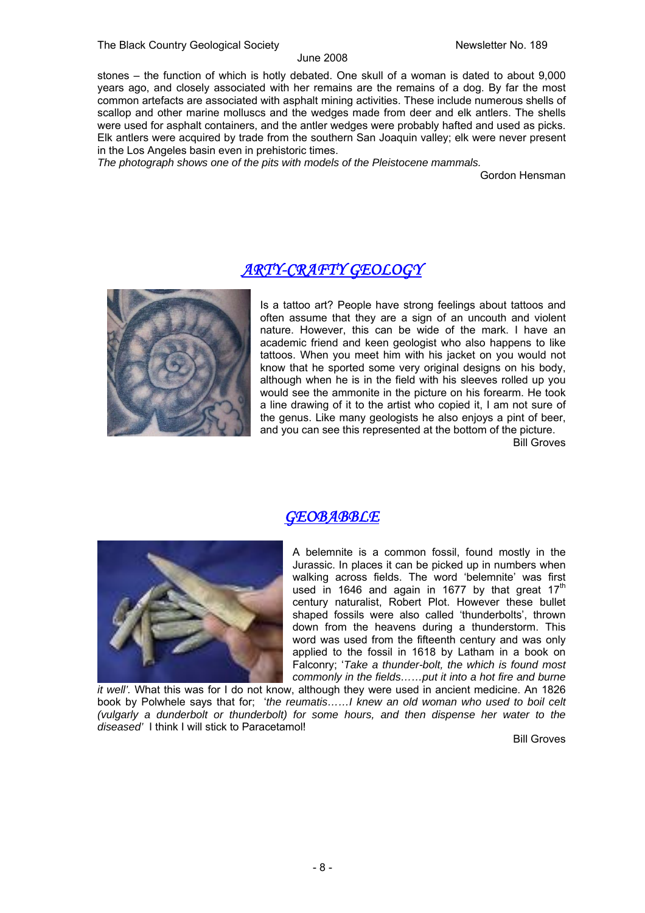stones – the function of which is hotly debated. One skull of a woman is dated to about 9,000 years ago, and closely associated with her remains are the remains of a dog. By far the most common artefacts are associated with asphalt mining activities. These include numerous shells of scallop and other marine molluscs and the wedges made from deer and elk antlers. The shells were used for asphalt containers, and the antler wedges were probably hafted and used as picks. Elk antlers were acquired by trade from the southern San Joaquin valley; elk were never present in the Los Angeles basin even in prehistoric times.

*The photograph shows one of the pits with models of the Pleistocene mammals.*

Gordon Hensman

## *ARTY-CRAFTY GEOLOGY*

Is a tattoo art? People have strong feelings about tattoos and often assume that they are a sign of an uncouth and violent nature. However, this can be wide of the mark. I have an academic friend and keen geologist who also happens to like tattoos. When you meet him with his jacket on you would not know that he sported some very original designs on his body, although when he is in the field with his sleeves rolled up you would see the ammonite in the picture on his forearm. He took a line drawing of it to the artist who copied it, I am not sure of the genus. Like many geologists he also enjoys a pint of beer, and you can see this represented at the bottom of the picture.

Bill Groves

## *GEOBABBLE*

A belemnite is a common fossil, found mostly in the Jurassic. In places it can be picked up in numbers when walking across fields. The word 'belemnite' was first used in 1646 and again in 1677 by that great 17th century naturalist, Robert Plot. However these bullet shaped fossils were also called 'thunderbolts', thrown down from the heavens during a thunderstorm. This word was used from the fifteenth century and was only applied to the fossil in 1618 by Latham in a book on Falconry; '*Take a thunder-bolt, the which is found most commonly in the fields……put it into a hot fire and burne it well'.* What this was for I do not know, although they were used in ancient medicine. An 1826 book by Polwhele says that for; '*the reumatis……I knew an old woman who used to boil celt (vulgarly a dunderbolt or thunderbolt) for some hours, and then dispense her water to the diseased'* I think I will stick to Paracetamol!

Bill Groves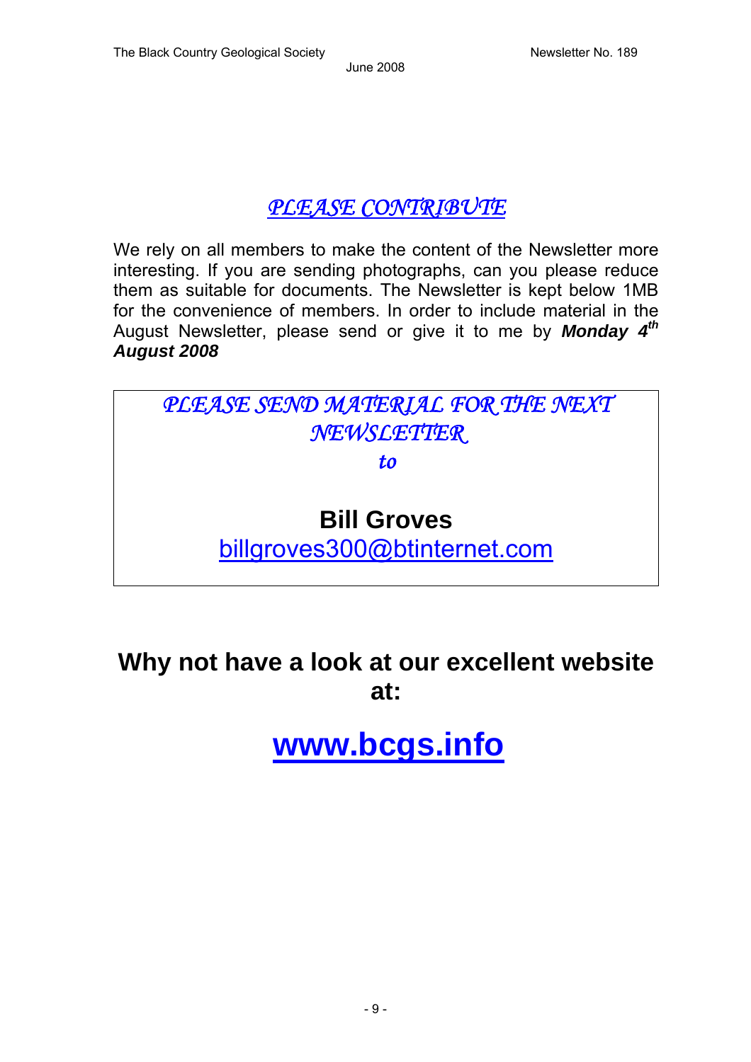## *PLEASE CONTRIBUTE*

We rely on all members to make the content of the Newsletter more interesting. If you are sending photographs, can you please reduce them as suitable for documents. The Newsletter is kept below 1MB for the convenience of members. In order to include material in the August Newsletter, please send or give it to me by ***Monday 4th August 2008***

*PLEASE SEND MATERIAL FOR THE NEXT NEWSLETTER*

*to*

**Bill Groves**

billgroves300@btinternet.com

## Why not have a look at our excellent website at:

# **www.bcgs.info**